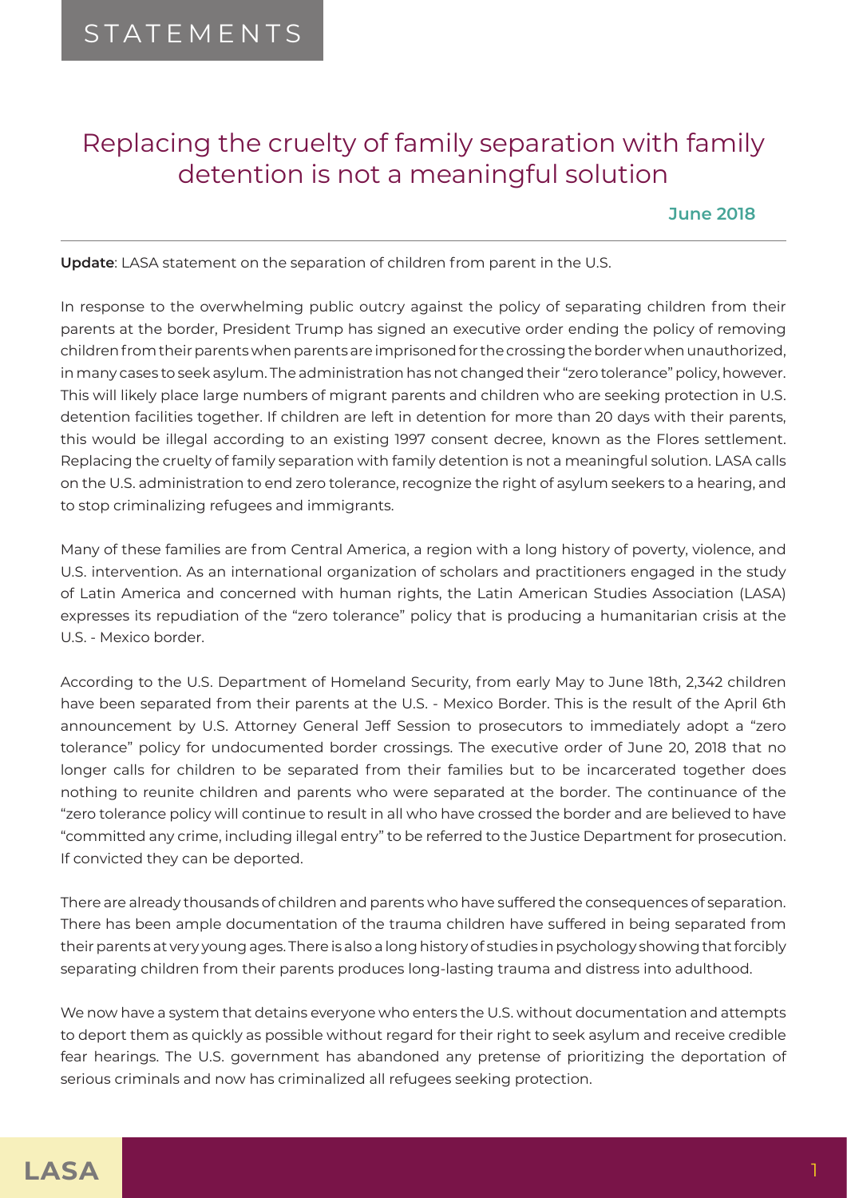STATEMENTS

# Replacing the cruelty of family separation with family detention is not a meaningful solution

**June 2018**

**Update**: LASA statement on the separation of children from parent in the U.S.

In response to the overwhelming public outcry against the policy of separating children from their parents at the border, President Trump has signed an executive order ending the policy of removing children from their parents when parents are imprisoned for the crossing the border when unauthorized, in many cases to seek asylum. The administration has not changed their "zero tolerance" policy, however. This will likely place large numbers of migrant parents and children who are seeking protection in U.S. detention facilities together. If children are left in detention for more than 20 days with their parents, this would be illegal according to an existing 1997 consent decree, known as the Flores settlement. Replacing the cruelty of family separation with family detention is not a meaningful solution. LASA calls on the U.S. administration to end zero tolerance, recognize the right of asylum seekers to a hearing, and to stop criminalizing refugees and immigrants.

Many of these families are from Central America, a region with a long history of poverty, violence, and U.S. intervention. As an international organization of scholars and practitioners engaged in the study of Latin America and concerned with human rights, the Latin American Studies Association (LASA) expresses its repudiation of the "zero tolerance" policy that is producing a humanitarian crisis at the U.S. - Mexico border.

According to the U.S. Department of Homeland Security, from early May to June 18th, 2,342 children have been separated from their parents at the U.S. - Mexico Border. This is the result of the April 6th announcement by U.S. Attorney General Jeff Session to prosecutors to immediately adopt a "zero tolerance" policy for undocumented border crossings. The executive order of June 20, 2018 that no longer calls for children to be separated from their families but to be incarcerated together does nothing to reunite children and parents who were separated at the border. The continuance of the "zero tolerance policy will continue to result in all who have crossed the border and are believed to have "committed any crime, including illegal entry" to be referred to the Justice Department for prosecution. If convicted they can be deported.

There are already thousands of children and parents who have suffered the consequences of separation. There has been ample documentation of the trauma children have suffered in being separated from their parents at very young ages. There is also a long history of studies in psychology showing that forcibly separating children from their parents produces long-lasting trauma and distress into adulthood.

We now have a system that detains everyone who enters the U.S. without documentation and attempts to deport them as quickly as possible without regard for their right to seek asylum and receive credible fear hearings. The U.S. government has abandoned any pretense of prioritizing the deportation of serious criminals and now has criminalized all refugees seeking protection.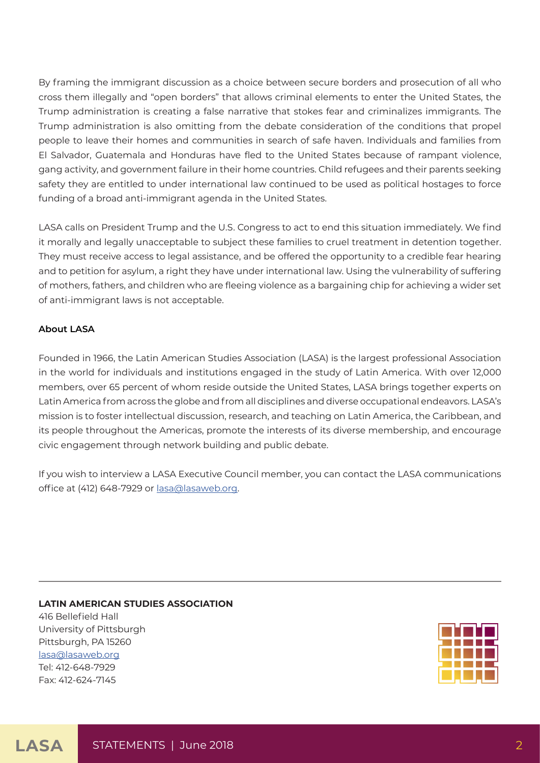By framing the immigrant discussion as a choice between secure borders and prosecution of all who cross them illegally and "open borders" that allows criminal elements to enter the United States, the Trump administration is creating a false narrative that stokes fear and criminalizes immigrants. The Trump administration is also omitting from the debate consideration of the conditions that propel people to leave their homes and communities in search of safe haven. Individuals and families from El Salvador, Guatemala and Honduras have fled to the United States because of rampant violence, gang activity, and government failure in their home countries. Child refugees and their parents seeking safety they are entitled to under international law continued to be used as political hostages to force funding of a broad anti-immigrant agenda in the United States.

LASA calls on President Trump and the U.S. Congress to act to end this situation immediately. We find it morally and legally unacceptable to subject these families to cruel treatment in detention together. They must receive access to legal assistance, and be offered the opportunity to a credible fear hearing and to petition for asylum, a right they have under international law. Using the vulnerability of suffering of mothers, fathers, and children who are fleeing violence as a bargaining chip for achieving a wider set of anti-immigrant laws is not acceptable.

**About LASA**

Founded in 1966, the Latin American Studies Association (LASA) is the largest professional Association in the world for individuals and institutions engaged in the study of Latin America. With over 12,000 members, over 65 percent of whom reside outside the United States, LASA brings together experts on Latin America from across the globe and from all disciplines and diverse occupational endeavors. LASA's mission is to foster intellectual discussion, research, and teaching on Latin America, the Caribbean, and its people throughout the Americas, promote the interests of its diverse membership, and encourage civic engagement through network building and public debate.

If you wish to interview a LASA Executive Council member, you can contact the LASA communications office at (412) 648-7929 or lasa@lasaweb.org.

---

**LATIN AMERICAN STUDIES ASSOCIATION**
416 Bellefield Hall
University of Pittsburgh
Pittsburgh, PA 15260
lasa@lasaweb.org
Tel: 412-648-7929
Fax: 412-624-7145